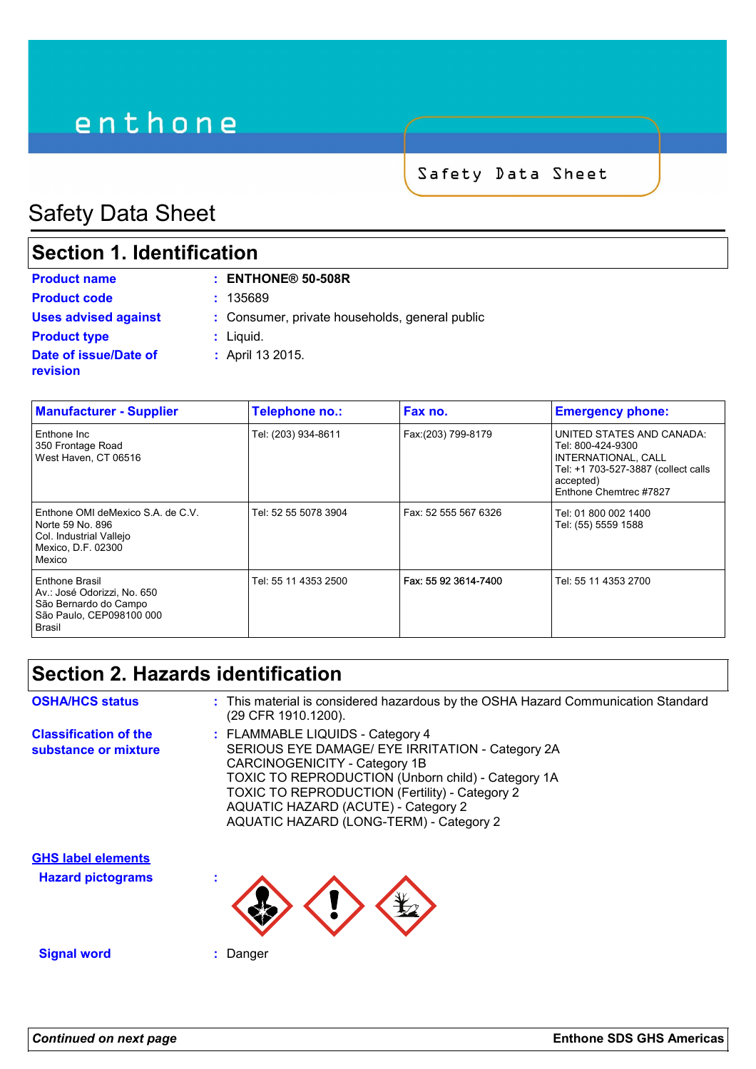enthone

Safety Data Sheet

# Safety Data Sheet

## Section 1. Identification

**Product name** : **ENTHONE® 50-508R**

**Product code** : 135689

**Uses advised against** : Consumer, private households, general public

**Product type** : Liquid.

**Date of issue/Date of revision** : April 13 2015.

| Manufacturer - Supplier | Telephone no.: | Fax no. | Emergency phone: |
|---|---|---|---|
| Enthone Inc<br>350 Frontage Road<br>West Haven, CT 06516 | Tel: (203) 934-8611 | Fax:(203) 799-8179 | UNITED STATES AND CANADA:<br>Tel: 800-424-9300<br>INTERNATIONAL, CALL<br>Tel: +1 703-527-3887 (collect calls accepted)<br>Enthone Chemtrec #7827 |
| Enthone OMI deMexico S.A. de C.V.<br>Norte 59 No. 896<br>Col. Industrial Vallejo<br>Mexico, D.F. 02300<br>Mexico | Tel: 52 55 5078 3904 | Fax: 52 555 567 6326 | Tel: 01 800 002 1400<br>Tel: (55) 5559 1588 |
| Enthone Brasil<br>Av.: José Odorizzi, No. 650<br>São Bernardo do Campo<br>São Paulo, CEP098100 000<br>Brasil | Tel: 55 11 4353 2500 | Fax: 55 92 3614-7400 | Tel: 55 11 4353 2700 |

## Section 2. Hazards identification

**OSHA/HCS status** : This material is considered hazardous by the OSHA Hazard Communication Standard (29 CFR 1910.1200).

**Classification of the substance or mixture** : FLAMMABLE LIQUIDS - Category 4
SERIOUS EYE DAMAGE/ EYE IRRITATION - Category 2A
CARCINOGENICITY - Category 1B
TOXIC TO REPRODUCTION (Unborn child) - Category 1A
TOXIC TO REPRODUCTION (Fertility) - Category 2
AQUATIC HAZARD (ACUTE) - Category 2
AQUATIC HAZARD (LONG-TERM) - Category 2

**GHS label elements**

**Hazard pictograms** :

**Signal word** : Danger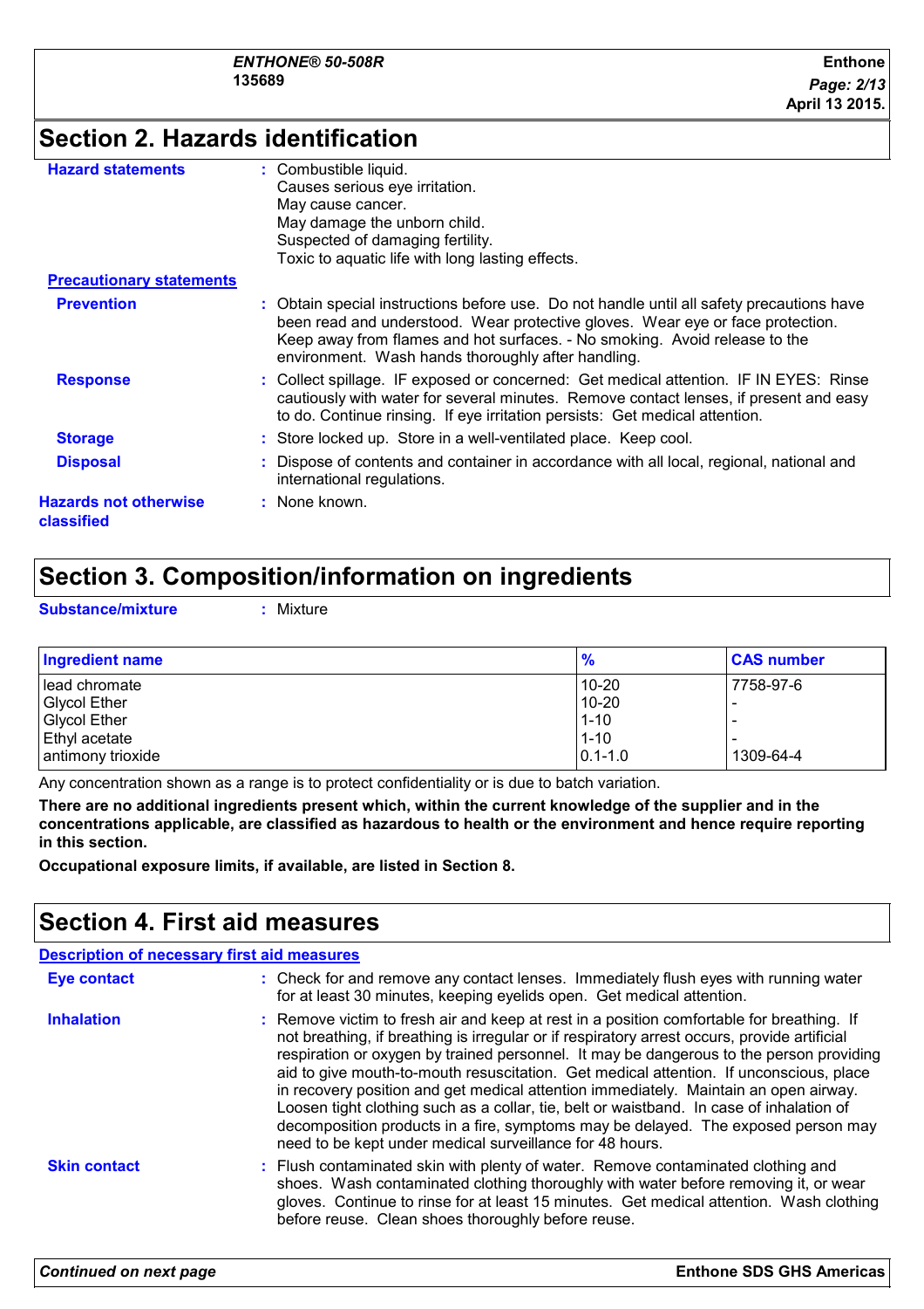## Section 2. Hazards identification

**Hazard statements** : Combustible liquid.
Causes serious eye irritation.
May cause cancer.
May damage the unborn child.
Suspected of damaging fertility.
Toxic to aquatic life with long lasting effects.

**Precautionary statements**

**Prevention** : Obtain special instructions before use. Do not handle until all safety precautions have been read and understood. Wear protective gloves. Wear eye or face protection. Keep away from flames and hot surfaces. - No smoking. Avoid release to the environment. Wash hands thoroughly after handling.

**Response** : Collect spillage. IF exposed or concerned: Get medical attention. IF IN EYES: Rinse cautiously with water for several minutes. Remove contact lenses, if present and easy to do. Continue rinsing. If eye irritation persists: Get medical attention.

**Storage** : Store locked up. Store in a well-ventilated place. Keep cool.

**Disposal** : Dispose of contents and container in accordance with all local, regional, national and international regulations.

**Hazards not otherwise classified** : None known.

## Section 3. Composition/information on ingredients

**Substance/mixture** : Mixture

| Ingredient name | % | CAS number |
|---|---|---|
| lead chromate | 10-20 | 7758-97-6 |
| Glycol Ether | 10-20 | - |
| Glycol Ether | 1-10 | - |
| Ethyl acetate | 1-10 | - |
| antimony trioxide | 0.1-1.0 | 1309-64-4 |

Any concentration shown as a range is to protect confidentiality or is due to batch variation.

**There are no additional ingredients present which, within the current knowledge of the supplier and in the concentrations applicable, are classified as hazardous to health or the environment and hence require reporting in this section.**

**Occupational exposure limits, if available, are listed in Section 8.**

## Section 4. First aid measures

**Description of necessary first aid measures**

**Eye contact** : Check for and remove any contact lenses. Immediately flush eyes with running water for at least 30 minutes, keeping eyelids open. Get medical attention.

**Inhalation** : Remove victim to fresh air and keep at rest in a position comfortable for breathing. If not breathing, if breathing is irregular or if respiratory arrest occurs, provide artificial respiration or oxygen by trained personnel. It may be dangerous to the person providing aid to give mouth-to-mouth resuscitation. Get medical attention. If unconscious, place in recovery position and get medical attention immediately. Maintain an open airway. Loosen tight clothing such as a collar, tie, belt or waistband. In case of inhalation of decomposition products in a fire, symptoms may be delayed. The exposed person may need to be kept under medical surveillance for 48 hours.

**Skin contact** : Flush contaminated skin with plenty of water. Remove contaminated clothing and shoes. Wash contaminated clothing thoroughly with water before removing it, or wear gloves. Continue to rinse for at least 15 minutes. Get medical attention. Wash clothing before reuse. Clean shoes thoroughly before reuse.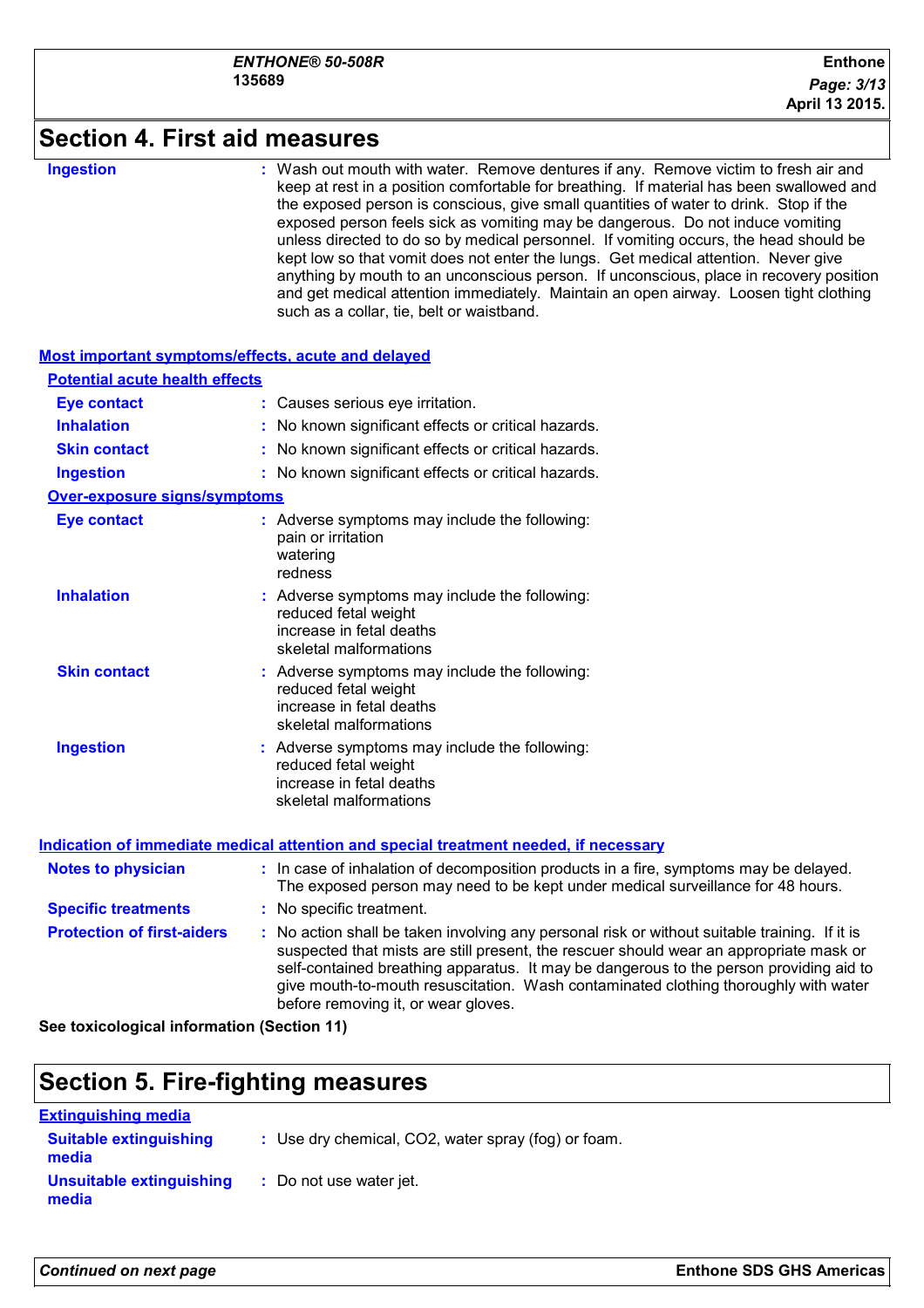## Section 4. First aid measures

**Ingestion** : Wash out mouth with water. Remove dentures if any. Remove victim to fresh air and keep at rest in a position comfortable for breathing. If material has been swallowed and the exposed person is conscious, give small quantities of water to drink. Stop if the exposed person feels sick as vomiting may be dangerous. Do not induce vomiting unless directed to do so by medical personnel. If vomiting occurs, the head should be kept low so that vomit does not enter the lungs. Get medical attention. Never give anything by mouth to an unconscious person. If unconscious, place in recovery position and get medical attention immediately. Maintain an open airway. Loosen tight clothing such as a collar, tie, belt or waistband.

### Most important symptoms/effects, acute and delayed

#### Potential acute health effects

**Eye contact** : Causes serious eye irritation.

**Inhalation** : No known significant effects or critical hazards.

**Skin contact** : No known significant effects or critical hazards.

**Ingestion** : No known significant effects or critical hazards.

#### Over-exposure signs/symptoms

**Eye contact** : Adverse symptoms may include the following:
pain or irritation
watering
redness

**Inhalation** : Adverse symptoms may include the following:
reduced fetal weight
increase in fetal deaths
skeletal malformations

**Skin contact** : Adverse symptoms may include the following:
reduced fetal weight
increase in fetal deaths
skeletal malformations

**Ingestion** : Adverse symptoms may include the following:
reduced fetal weight
increase in fetal deaths
skeletal malformations

### Indication of immediate medical attention and special treatment needed, if necessary

**Notes to physician** : In case of inhalation of decomposition products in a fire, symptoms may be delayed. The exposed person may need to be kept under medical surveillance for 48 hours.

**Specific treatments** : No specific treatment.

**Protection of first-aiders** : No action shall be taken involving any personal risk or without suitable training. If it is suspected that mists are still present, the rescuer should wear an appropriate mask or self-contained breathing apparatus. It may be dangerous to the person providing aid to give mouth-to-mouth resuscitation. Wash contaminated clothing thoroughly with water before removing it, or wear gloves.

**See toxicological information (Section 11)**

## Section 5. Fire-fighting measures

### Extinguishing media

**Suitable extinguishing media** : Use dry chemical, $CO_2$, water spray (fog) or foam.

**Unsuitable extinguishing media** : Do not use water jet.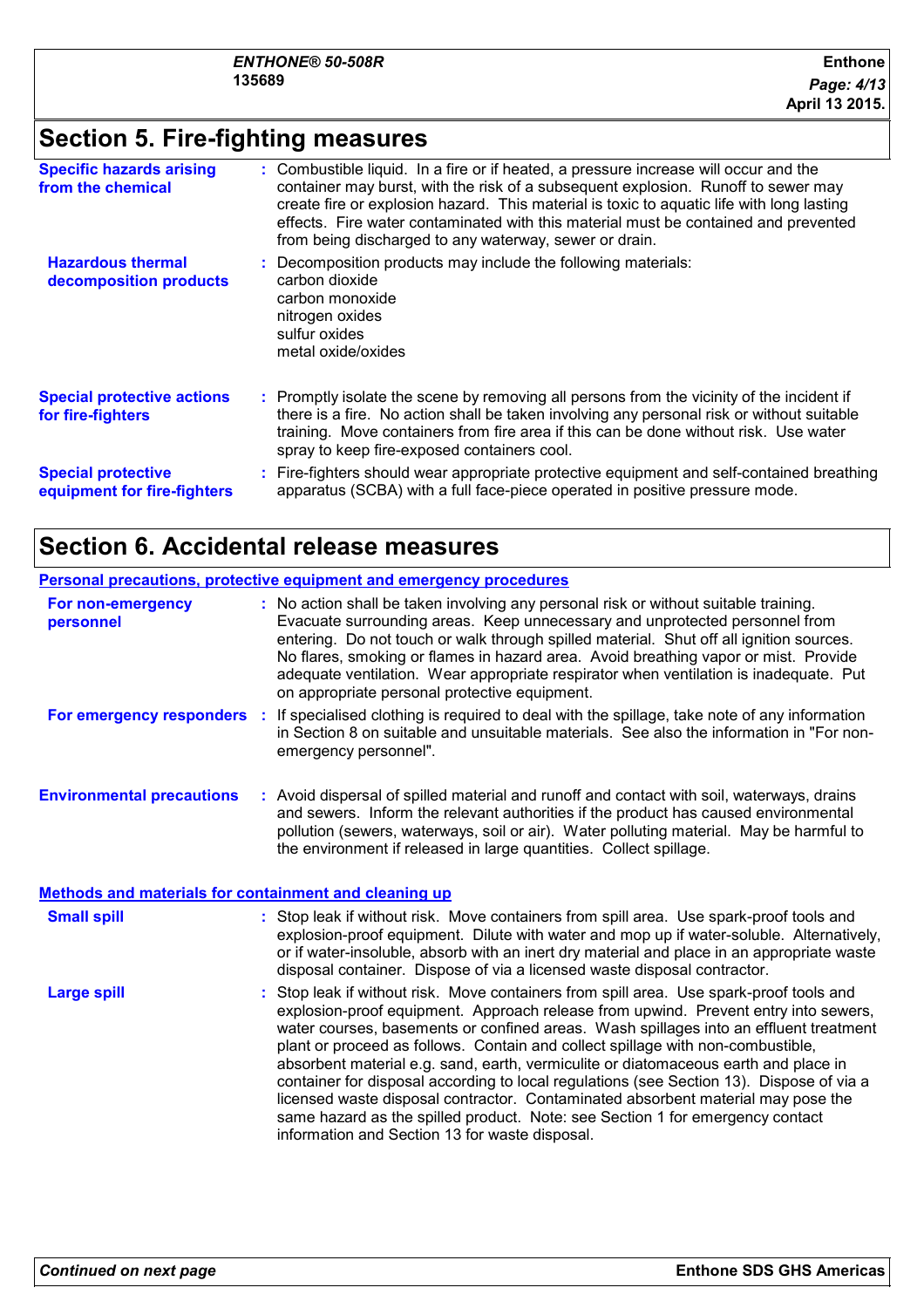## Section 5. Fire-fighting measures

**Specific hazards arising from the chemical** : Combustible liquid. In a fire or if heated, a pressure increase will occur and the container may burst, with the risk of a subsequent explosion. Runoff to sewer may create fire or explosion hazard. This material is toxic to aquatic life with long lasting effects. Fire water contaminated with this material must be contained and prevented from being discharged to any waterway, sewer or drain.

**Hazardous thermal decomposition products** : Decomposition products may include the following materials:
carbon dioxide
carbon monoxide
nitrogen oxides
sulfur oxides
metal oxide/oxides

**Special protective actions for fire-fighters** : Promptly isolate the scene by removing all persons from the vicinity of the incident if there is a fire. No action shall be taken involving any personal risk or without suitable training. Move containers from fire area if this can be done without risk. Use water spray to keep fire-exposed containers cool.

**Special protective equipment for fire-fighters** : Fire-fighters should wear appropriate protective equipment and self-contained breathing apparatus (SCBA) with a full face-piece operated in positive pressure mode.

## Section 6. Accidental release measures

### Personal precautions, protective equipment and emergency procedures

**For non-emergency personnel** : No action shall be taken involving any personal risk or without suitable training. Evacuate surrounding areas. Keep unnecessary and unprotected personnel from entering. Do not touch or walk through spilled material. Shut off all ignition sources. No flares, smoking or flames in hazard area. Avoid breathing vapor or mist. Provide adequate ventilation. Wear appropriate respirator when ventilation is inadequate. Put on appropriate personal protective equipment.

**For emergency responders** : If specialised clothing is required to deal with the spillage, take note of any information in Section 8 on suitable and unsuitable materials. See also the information in "For non-emergency personnel".

**Environmental precautions** : Avoid dispersal of spilled material and runoff and contact with soil, waterways, drains and sewers. Inform the relevant authorities if the product has caused environmental pollution (sewers, waterways, soil or air). Water polluting material. May be harmful to the environment if released in large quantities. Collect spillage.

### Methods and materials for containment and cleaning up

**Small spill** : Stop leak if without risk. Move containers from spill area. Use spark-proof tools and explosion-proof equipment. Dilute with water and mop up if water-soluble. Alternatively, or if water-insoluble, absorb with an inert dry material and place in an appropriate waste disposal container. Dispose of via a licensed waste disposal contractor.

**Large spill** : Stop leak if without risk. Move containers from spill area. Use spark-proof tools and explosion-proof equipment. Approach release from upwind. Prevent entry into sewers, water courses, basements or confined areas. Wash spillages into an effluent treatment plant or proceed as follows. Contain and collect spillage with non-combustible, absorbent material e.g. sand, earth, vermiculite or diatomaceous earth and place in container for disposal according to local regulations (see Section 13). Dispose of via a licensed waste disposal contractor. Contaminated absorbent material may pose the same hazard as the spilled product. Note: see Section 1 for emergency contact information and Section 13 for waste disposal.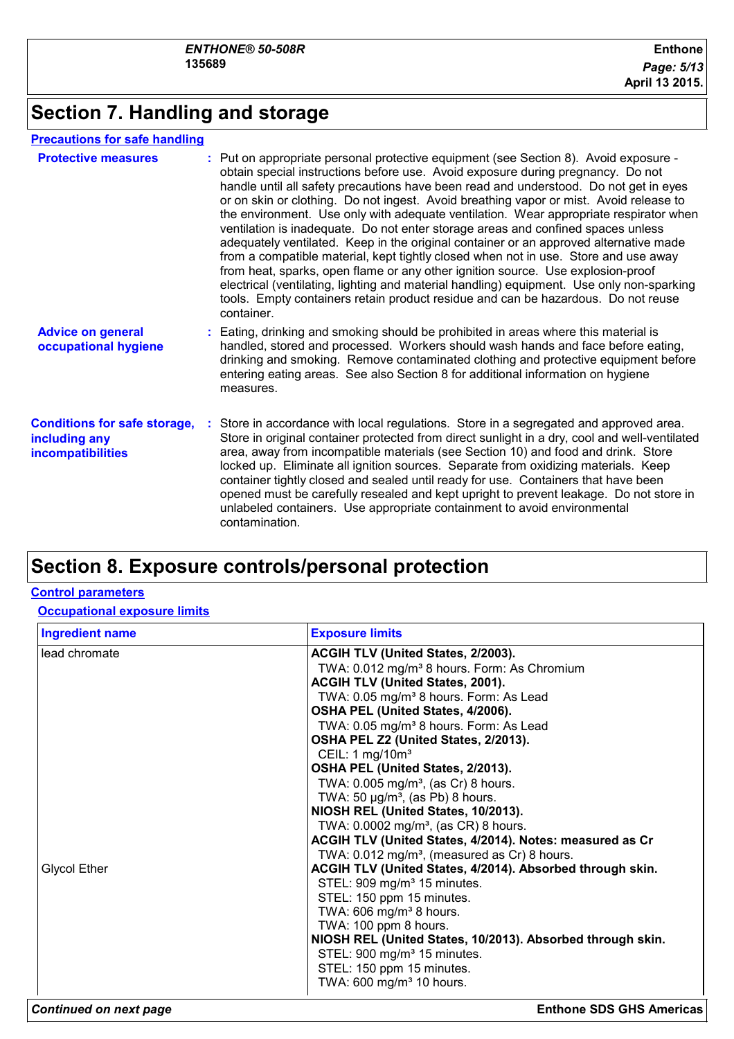# Section 7. Handling and storage

## Precautions for safe handling

**Protective measures** : Put on appropriate personal protective equipment (see Section 8). Avoid exposure - obtain special instructions before use. Avoid exposure during pregnancy. Do not handle until all safety precautions have been read and understood. Do not get in eyes or on skin or clothing. Do not ingest. Avoid breathing vapor or mist. Avoid release to the environment. Use only with adequate ventilation. Wear appropriate respirator when ventilation is inadequate. Do not enter storage areas and confined spaces unless adequately ventilated. Keep in the original container or an approved alternative made from a compatible material, kept tightly closed when not in use. Store and use away from heat, sparks, open flame or any other ignition source. Use explosion-proof electrical (ventilating, lighting and material handling) equipment. Use only non-sparking tools. Empty containers retain product residue and can be hazardous. Do not reuse container.

**Advice on general occupational hygiene** : Eating, drinking and smoking should be prohibited in areas where this material is handled, stored and processed. Workers should wash hands and face before eating, drinking and smoking. Remove contaminated clothing and protective equipment before entering eating areas. See also Section 8 for additional information on hygiene measures.

**Conditions for safe storage, including any incompatibilities** : Store in accordance with local regulations. Store in a segregated and approved area. Store in original container protected from direct sunlight in a dry, cool and well-ventilated area, away from incompatible materials (see Section 10) and food and drink. Store locked up. Eliminate all ignition sources. Separate from oxidizing materials. Keep container tightly closed and sealed until ready for use. Containers that have been opened must be carefully resealed and kept upright to prevent leakage. Do not store in unlabeled containers. Use appropriate containment to avoid environmental contamination.

# Section 8. Exposure controls/personal protection

## Control parameters

### Occupational exposure limits

| Ingredient name | Exposure limits |
|---|---|
| lead chromate | **ACGIH TLV (United States, 2/2003).**<br>TWA: 0.012 mg/m³ 8 hours. Form: As Chromium<br>**ACGIH TLV (United States, 2001).**<br>TWA: 0.05 mg/m³ 8 hours. Form: As Lead<br>**OSHA PEL (United States, 4/2006).**<br>TWA: 0.05 mg/m³ 8 hours. Form: As Lead<br>**OSHA PEL Z2 (United States, 2/2013).**<br>CEIL: 1 mg/10m³<br>**OSHA PEL (United States, 2/2013).**<br>TWA: 0.005 mg/m³, (as Cr) 8 hours.<br>TWA: 50 µg/m³, (as Pb) 8 hours.<br>**NIOSH REL (United States, 10/2013).**<br>TWA: 0.0002 mg/m³, (as CR) 8 hours.<br>**ACGIH TLV (United States, 4/2014). Notes: measured as Cr**<br>TWA: 0.012 mg/m³, (measured as Cr) 8 hours. |
| Glycol Ether | **ACGIH TLV (United States, 4/2014). Absorbed through skin.**<br>STEL: 909 mg/m³ 15 minutes.<br>STEL: 150 ppm 15 minutes.<br>TWA: 606 mg/m³ 8 hours.<br>TWA: 100 ppm 8 hours.<br>**NIOSH REL (United States, 10/2013). Absorbed through skin.**<br>STEL: 900 mg/m³ 15 minutes.<br>STEL: 150 ppm 15 minutes.<br>TWA: 600 mg/m³ 10 hours. |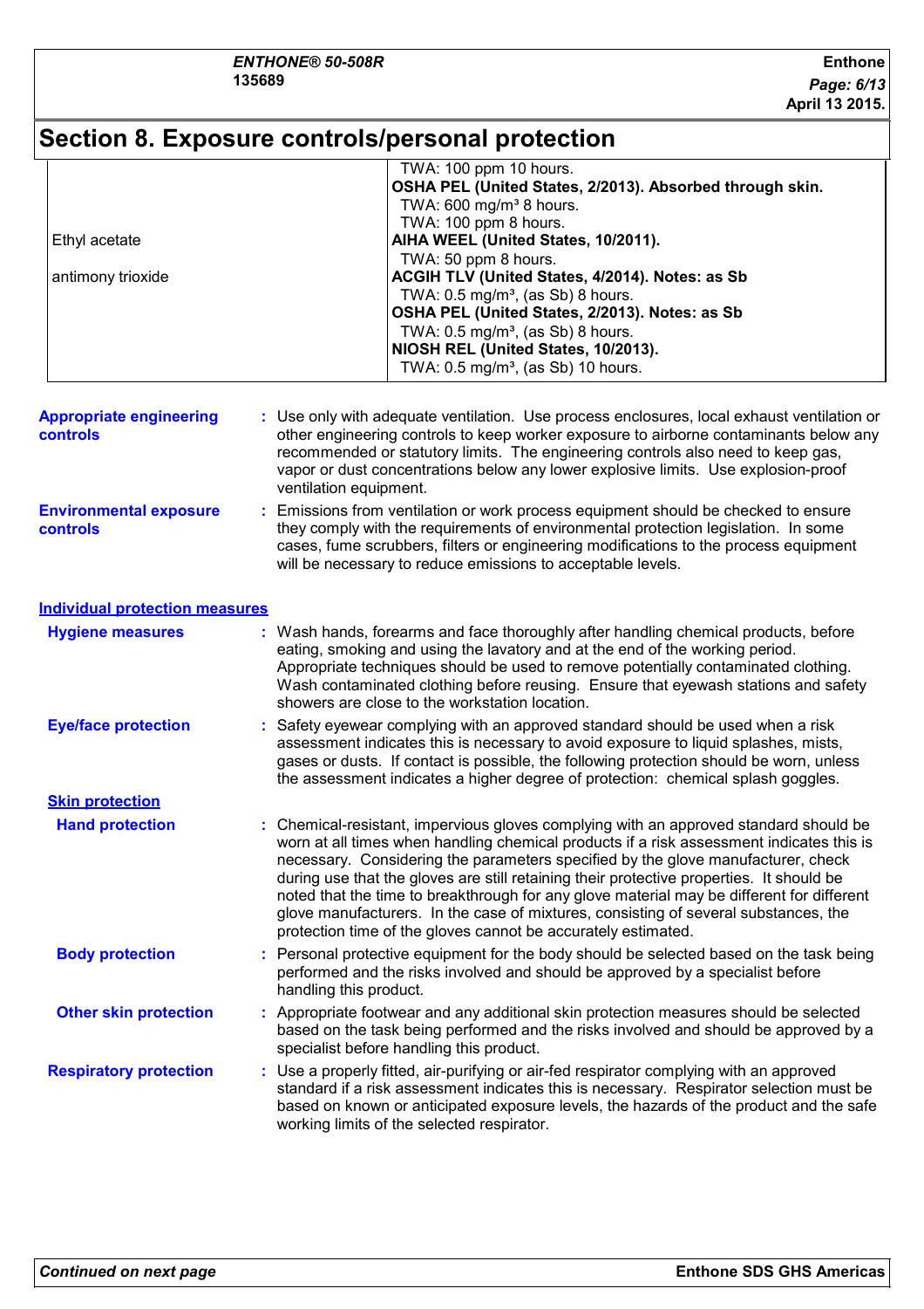# Section 8. Exposure controls/personal protection

| | |
|---|---|
| | TWA: 100 ppm 10 hours. |
| | **OSHA PEL (United States, 2/2013). Absorbed through skin.** |
| | TWA: 600 mg/m³ 8 hours. |
| | TWA: 100 ppm 8 hours. |
| Ethyl acetate | **AIHA WEEL (United States, 10/2011).** |
| | TWA: 50 ppm 8 hours. |
| antimony trioxide | **ACGIH TLV (United States, 4/2014). Notes: as Sb** |
| | TWA: 0.5 mg/m³, (as Sb) 8 hours. |
| | **OSHA PEL (United States, 2/2013). Notes: as Sb** |
| | TWA: 0.5 mg/m³, (as Sb) 8 hours. |
| | **NIOSH REL (United States, 10/2013).** |
| | TWA: 0.5 mg/m³, (as Sb) 10 hours. |

**Appropriate engineering controls** : Use only with adequate ventilation. Use process enclosures, local exhaust ventilation or other engineering controls to keep worker exposure to airborne contaminants below any recommended or statutory limits. The engineering controls also need to keep gas, vapor or dust concentrations below any lower explosive limits. Use explosion-proof ventilation equipment.

**Environmental exposure controls** : Emissions from ventilation or work process equipment should be checked to ensure they comply with the requirements of environmental protection legislation. In some cases, fume scrubbers, filters or engineering modifications to the process equipment will be necessary to reduce emissions to acceptable levels.

## Individual protection measures

**Hygiene measures** : Wash hands, forearms and face thoroughly after handling chemical products, before eating, smoking and using the lavatory and at the end of the working period. Appropriate techniques should be used to remove potentially contaminated clothing. Wash contaminated clothing before reusing. Ensure that eyewash stations and safety showers are close to the workstation location.

**Eye/face protection** : Safety eyewear complying with an approved standard should be used when a risk assessment indicates this is necessary to avoid exposure to liquid splashes, mists, gases or dusts. If contact is possible, the following protection should be worn, unless the assessment indicates a higher degree of protection: chemical splash goggles.

### Skin protection

**Hand protection** : Chemical-resistant, impervious gloves complying with an approved standard should be worn at all times when handling chemical products if a risk assessment indicates this is necessary. Considering the parameters specified by the glove manufacturer, check during use that the gloves are still retaining their protective properties. It should be noted that the time to breakthrough for any glove material may be different for different glove manufacturers. In the case of mixtures, consisting of several substances, the protection time of the gloves cannot be accurately estimated.

**Body protection** : Personal protective equipment for the body should be selected based on the task being performed and the risks involved and should be approved by a specialist before handling this product.

**Other skin protection** : Appropriate footwear and any additional skin protection measures should be selected based on the task being performed and the risks involved and should be approved by a specialist before handling this product.

**Respiratory protection** : Use a properly fitted, air-purifying or air-fed respirator complying with an approved standard if a risk assessment indicates this is necessary. Respirator selection must be based on known or anticipated exposure levels, the hazards of the product and the safe working limits of the selected respirator.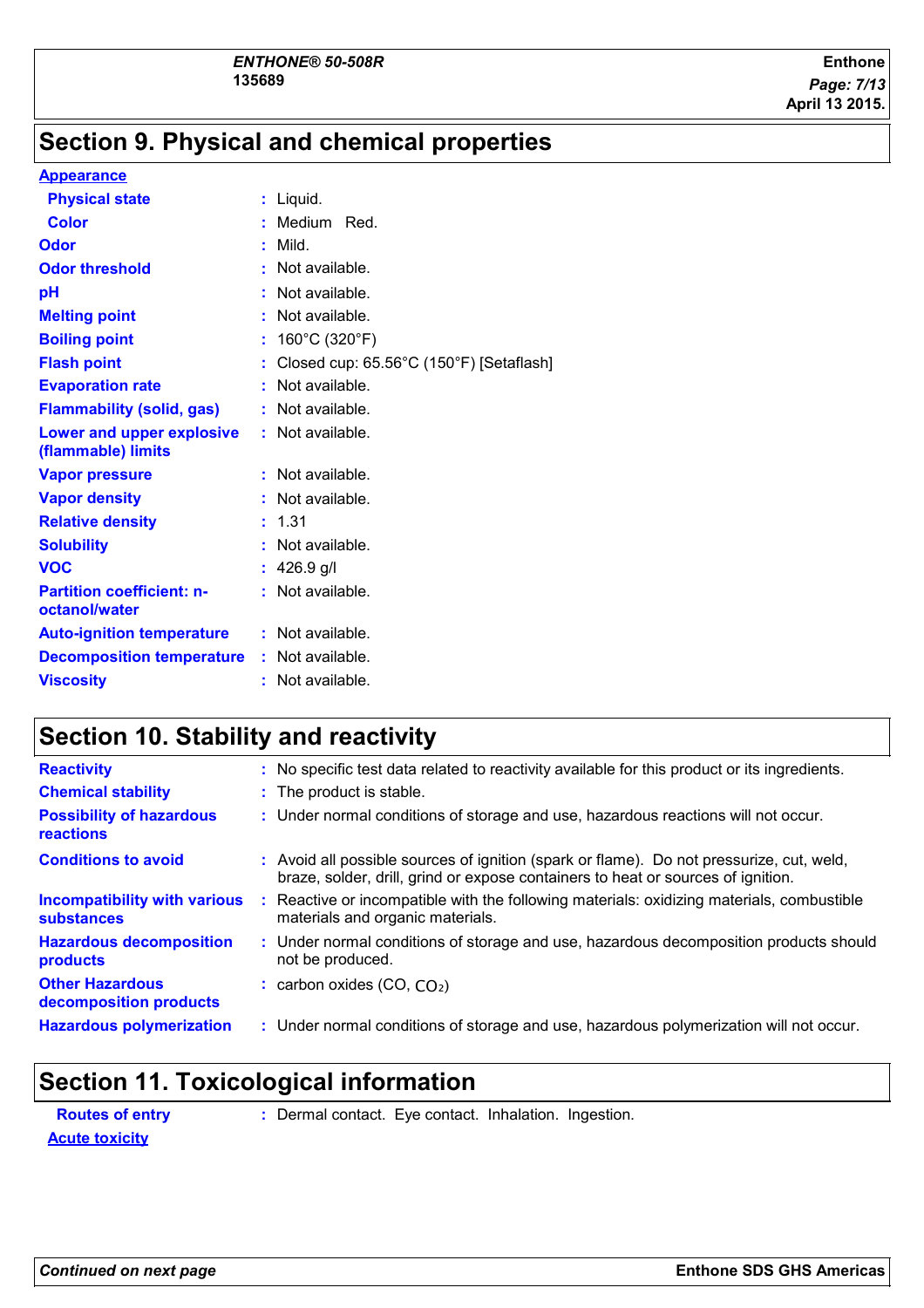## Section 9. Physical and chemical properties

**Appearance**

| | | |
|---|---|---|
| **Physical state** | : | Liquid. |
| **Color** | : | Medium Red. |
| **Odor** | : | Mild. |
| **Odor threshold** | : | Not available. |
| **pH** | : | Not available. |
| **Melting point** | : | Not available. |
| **Boiling point** | : | 160°C (320°F) |
| **Flash point** | : | Closed cup: 65.56°C (150°F) [Setaflash] |
| **Evaporation rate** | : | Not available. |
| **Flammability (solid, gas)** | : | Not available. |
| **Lower and upper explosive (flammable) limits** | : | Not available. |
| **Vapor pressure** | : | Not available. |
| **Vapor density** | : | Not available. |
| **Relative density** | : | 1.31 |
| **Solubility** | : | Not available. |
| **VOC** | : | 426.9 g/l |
| **Partition coefficient: n-octanol/water** | : | Not available. |
| **Auto-ignition temperature** | : | Not available. |
| **Decomposition temperature** | : | Not available. |
| **Viscosity** | : | Not available. |

## Section 10. Stability and reactivity

| | | |
|---|---|---|
| **Reactivity** | : | No specific test data related to reactivity available for this product or its ingredients. |
| **Chemical stability** | : | The product is stable. |
| **Possibility of hazardous reactions** | : | Under normal conditions of storage and use, hazardous reactions will not occur. |
| **Conditions to avoid** | : | Avoid all possible sources of ignition (spark or flame). Do not pressurize, cut, weld, braze, solder, drill, grind or expose containers to heat or sources of ignition. |
| **Incompatibility with various substances** | : | Reactive or incompatible with the following materials: oxidizing materials, combustible materials and organic materials. |
| **Hazardous decomposition products** | : | Under normal conditions of storage and use, hazardous decomposition products should not be produced. |
| **Other Hazardous decomposition products** | : | carbon oxides (CO, $CO_2$) |
| **Hazardous polymerization** | : | Under normal conditions of storage and use, hazardous polymerization will not occur. |

## Section 11. Toxicological information

| | | |
|---|---|---|
| **Routes of entry** | : | Dermal contact. Eye contact. Inhalation. Ingestion. |

**Acute toxicity**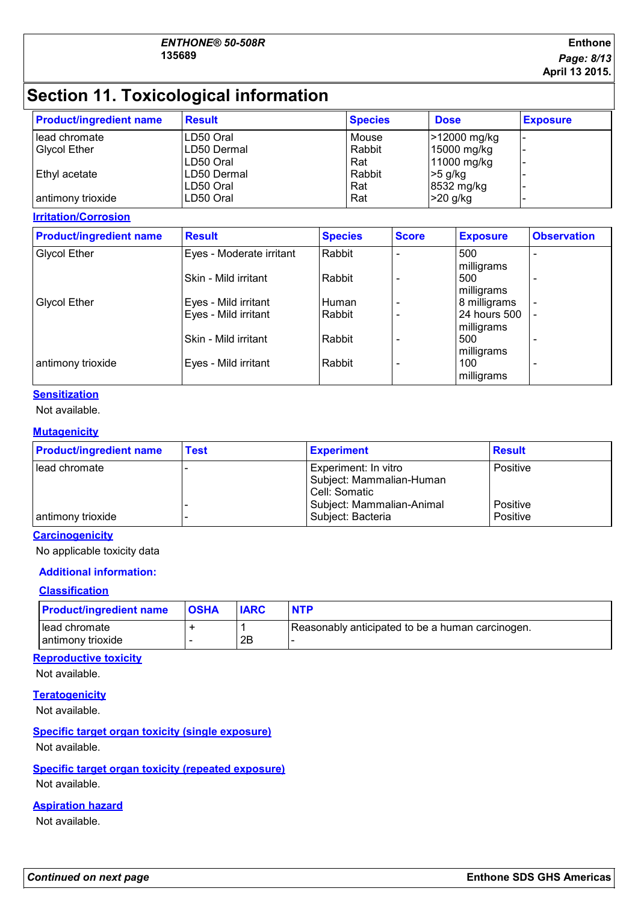# Section 11. Toxicological information

| Product/ingredient name | Result | Species | Dose | Exposure |
| --- | --- | --- | --- | --- |
| lead chromate | LD50 Oral | Mouse | >12000 mg/kg | - |
| Glycol Ether | LD50 Dermal | Rabbit | 15000 mg/kg | - |
| | LD50 Oral | Rat | 11000 mg/kg | - |
| Ethyl acetate | LD50 Dermal | Rabbit | >5 g/kg | - |
| | LD50 Oral | Rat | 8532 mg/kg | - |
| antimony trioxide | LD50 Oral | Rat | >20 g/kg | - |

## Irritation/Corrosion

| Product/ingredient name | Result | Species | Score | Exposure | Observation |
| --- | --- | --- | --- | --- | --- |
| Glycol Ether | Eyes - Moderate irritant | Rabbit | - | 500 milligrams | - |
| | Skin - Mild irritant | Rabbit | - | 500 milligrams | - |
| Glycol Ether | Eyes - Mild irritant | Human | - | 8 milligrams | - |
| | Eyes - Mild irritant | Rabbit | - | 24 hours 500 milligrams | - |
| | Skin - Mild irritant | Rabbit | - | 500 milligrams | - |
| antimony trioxide | Eyes - Mild irritant | Rabbit | - | 100 milligrams | - |

## Sensitization

Not available.

## Mutagenicity

| Product/ingredient name | Test | Experiment | Result |
| --- | --- | --- | --- |
| lead chromate | - | Experiment: In vitro Subject: Mammalian-Human Cell: Somatic | Positive |
| | - | Subject: Mammalian-Animal | Positive |
| antimony trioxide | - | Subject: Bacteria | Positive |

## Carcinogenicity

No applicable toxicity data

### Additional information:

#### Classification

| Product/ingredient name | OSHA | IARC | NTP |
| --- | --- | --- | --- |
| lead chromate | + | 1 | Reasonably anticipated to be a human carcinogen. |
| antimony trioxide | - | 2B | - |

## Reproductive toxicity

Not available.

## Teratogenicity

Not available.

## Specific target organ toxicity (single exposure)

Not available.

## Specific target organ toxicity (repeated exposure)

Not available.

## Aspiration hazard

Not available.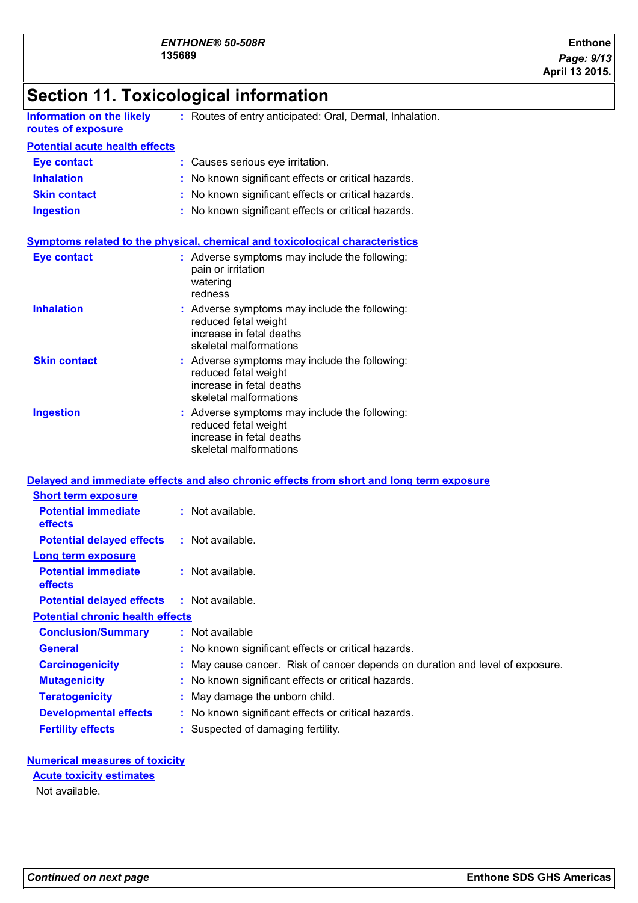# Section 11. Toxicological information

**Information on the likely routes of exposure** : Routes of entry anticipated: Oral, Dermal, Inhalation.

**Potential acute health effects**

**Eye contact** : Causes serious eye irritation.

**Inhalation** : No known significant effects or critical hazards.

**Skin contact** : No known significant effects or critical hazards.

**Ingestion** : No known significant effects or critical hazards.

**Symptoms related to the physical, chemical and toxicological characteristics**

**Eye contact** : Adverse symptoms may include the following:
pain or irritation
watering
redness

**Inhalation** : Adverse symptoms may include the following:
reduced fetal weight
increase in fetal deaths
skeletal malformations

**Skin contact** : Adverse symptoms may include the following:
reduced fetal weight
increase in fetal deaths
skeletal malformations

**Ingestion** : Adverse symptoms may include the following:
reduced fetal weight
increase in fetal deaths
skeletal malformations

**Delayed and immediate effects and also chronic effects from short and long term exposure**

**Short term exposure**

**Potential immediate effects** : Not available.

**Potential delayed effects** : Not available.

**Long term exposure**

**Potential immediate effects** : Not available.

**Potential delayed effects** : Not available.

**Potential chronic health effects**

**Conclusion/Summary** : Not available

**General** : No known significant effects or critical hazards.

**Carcinogenicity** : May cause cancer. Risk of cancer depends on duration and level of exposure.

**Mutagenicity** : No known significant effects or critical hazards.

**Teratogenicity** : May damage the unborn child.

**Developmental effects** : No known significant effects or critical hazards.

**Fertility effects** : Suspected of damaging fertility.

**Numerical measures of toxicity**

**Acute toxicity estimates**

Not available.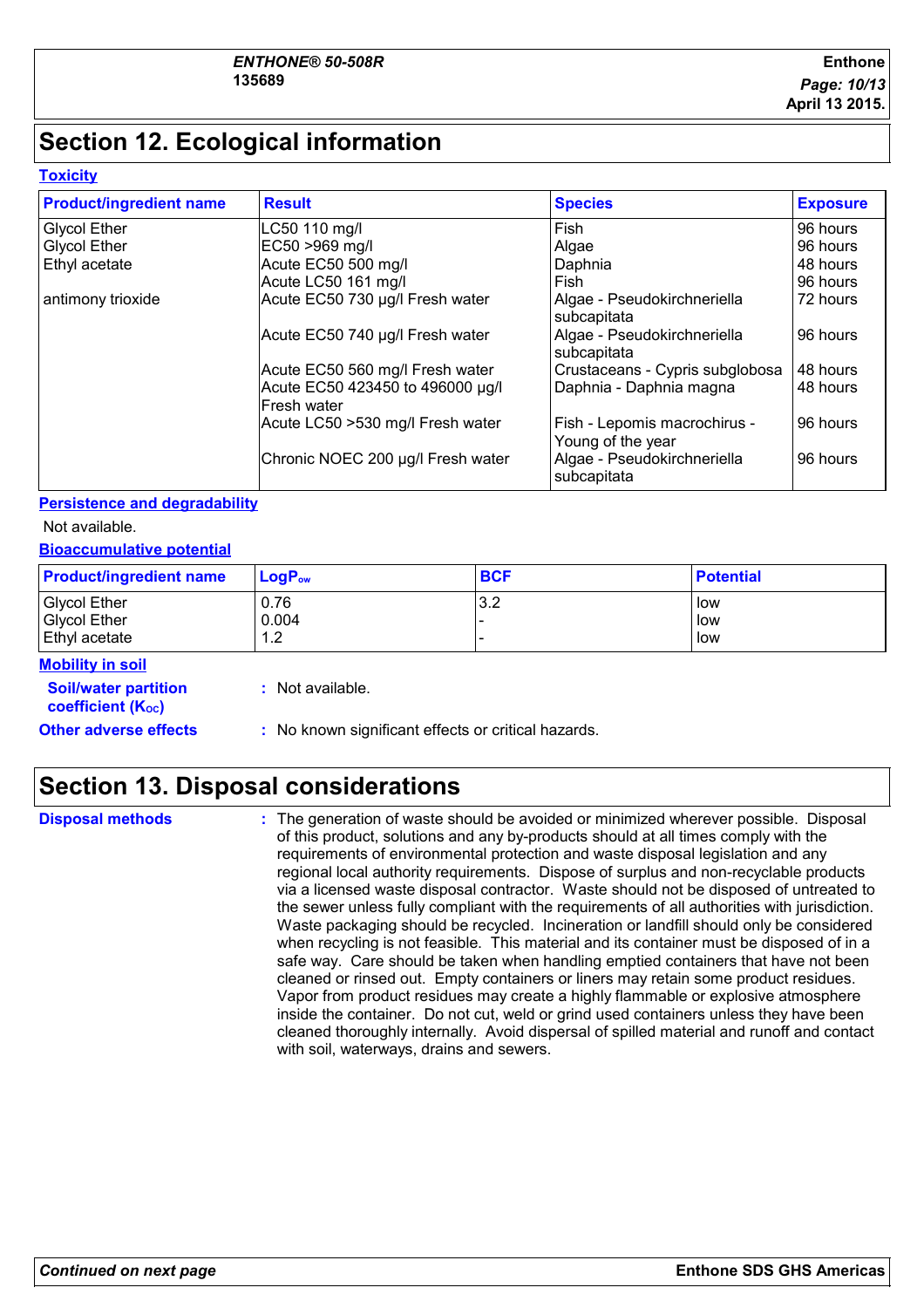## Section 12. Ecological information

**Toxicity**

| Product/ingredient name | Result | Species | Exposure |
|---|---|---|---|
| Glycol Ether | LC50 110 mg/l | Fish | 96 hours |
| Glycol Ether | EC50 >969 mg/l | Algae | 96 hours |
| Ethyl acetate | Acute EC50 500 mg/l | Daphnia | 48 hours |
| | Acute LC50 161 mg/l | Fish | 96 hours |
| antimony trioxide | Acute EC50 730 µg/l Fresh water | Algae - Pseudokirchneriella subcapitata | 72 hours |
| | Acute EC50 740 µg/l Fresh water | Algae - Pseudokirchneriella subcapitata | 96 hours |
| | Acute EC50 560 mg/l Fresh water | Crustaceans - Cypris subglobosa | 48 hours |
| | Acute EC50 423450 to 496000 µg/l Fresh water | Daphnia - Daphnia magna | 48 hours |
| | Acute LC50 >530 mg/l Fresh water | Fish - Lepomis macrochirus - Young of the year | 96 hours |
| | Chronic NOEC 200 µg/l Fresh water | Algae - Pseudokirchneriella subcapitata | 96 hours |

**Persistence and degradability**

Not available.

**Bioaccumulative potential**

| Product/ingredient name | $LogP_{ow}$ | BCF | Potential |
|---|---|---|---|
| Glycol Ether | 0.76 | 3.2 | low |
| Glycol Ether | 0.004 | - | low |
| Ethyl acetate | 1.2 | - | low |

**Mobility in soil**

**Soil/water partition coefficient ($K_{OC}$)** : Not available.

**Other adverse effects** : No known significant effects or critical hazards.

## Section 13. Disposal considerations

**Disposal methods** : The generation of waste should be avoided or minimized wherever possible. Disposal of this product, solutions and any by-products should at all times comply with the requirements of environmental protection and waste disposal legislation and any regional local authority requirements. Dispose of surplus and non-recyclable products via a licensed waste disposal contractor. Waste should not be disposed of untreated to the sewer unless fully compliant with the requirements of all authorities with jurisdiction. Waste packaging should be recycled. Incineration or landfill should only be considered when recycling is not feasible. This material and its container must be disposed of in a safe way. Care should be taken when handling emptied containers that have not been cleaned or rinsed out. Empty containers or liners may retain some product residues. Vapor from product residues may create a highly flammable or explosive atmosphere inside the container. Do not cut, weld or grind used containers unless they have been cleaned thoroughly internally. Avoid dispersal of spilled material and runoff and contact with soil, waterways, drains and sewers.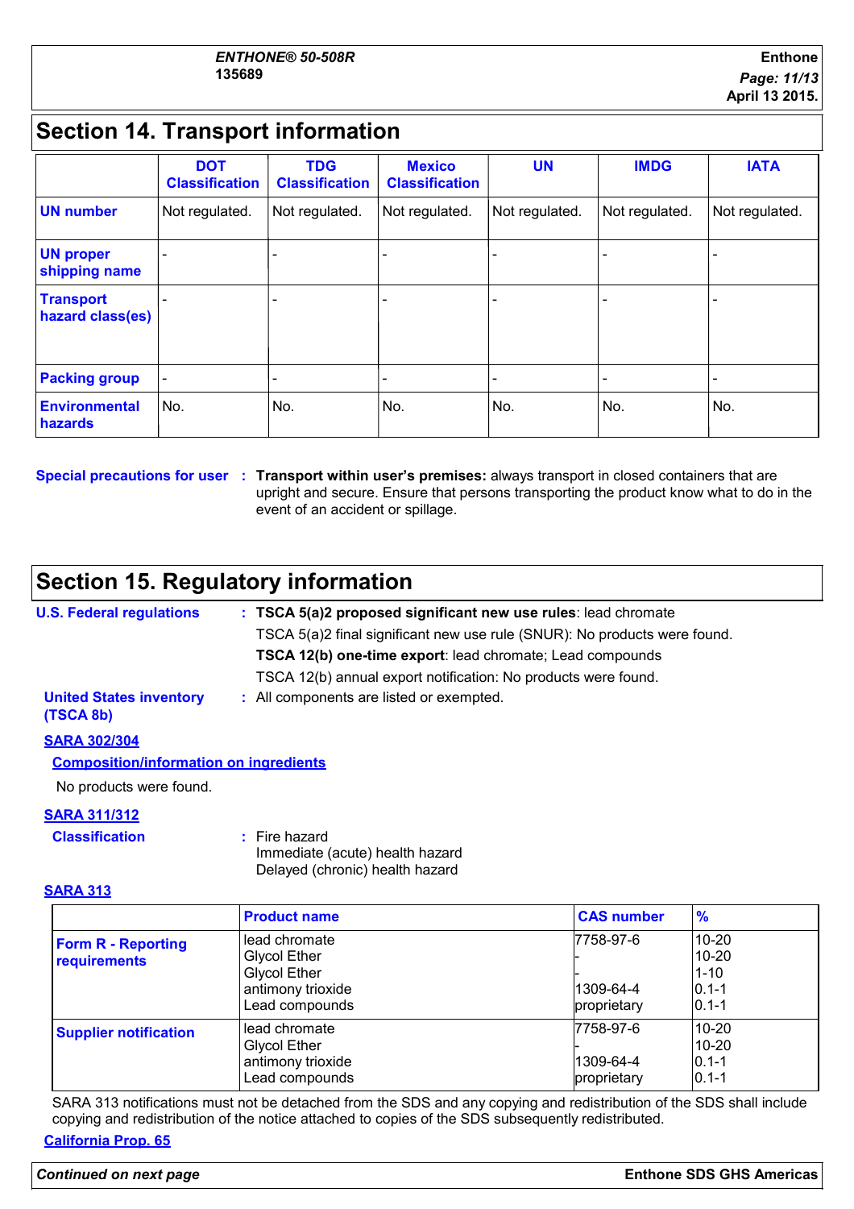## Section 14. Transport information

| | DOT Classification | TDG Classification | Mexico Classification | UN | IMDG | IATA |
|---|---|---|---|---|---|---|
| **UN number** | Not regulated. | Not regulated. | Not regulated. | Not regulated. | Not regulated. | Not regulated. |
| **UN proper shipping name** | - | - | - | - | - | - |
| **Transport hazard class(es)** | - | - | - | - | - | - |
| **Packing group** | - | - | - | - | - | - |
| **Environmental hazards** | No. | No. | No. | No. | No. | No. |

**Special precautions for user** : **Transport within user's premises:** always transport in closed containers that are upright and secure. Ensure that persons transporting the product know what to do in the event of an accident or spillage.

## Section 15. Regulatory information

**U.S. Federal regulations** : **TSCA 5(a)2 proposed significant new use rules**: lead chromate

TSCA 5(a)2 final significant new use rule (SNUR): No products were found.

**TSCA 12(b) one-time export**: lead chromate; Lead compounds

TSCA 12(b) annual export notification: No products were found.

**United States inventory (TSCA 8b)** : All components are listed or exempted.

**SARA 302/304**

**Composition/information on ingredients**

No products were found.

**SARA 311/312**

**Classification** : Fire hazard
Immediate (acute) health hazard
Delayed (chronic) health hazard

**SARA 313**

| | Product name | CAS number | % |
|---|---|---|---|
| **Form R - Reporting requirements** | lead chromate<br>Glycol Ether<br>Glycol Ether<br>antimony trioxide<br>Lead compounds | 7758-97-6<br>-<br>-<br>1309-64-4<br>proprietary | 10-20<br>10-20<br>1-10<br>0.1-1<br>0.1-1 |
| **Supplier notification** | lead chromate<br>Glycol Ether<br>antimony trioxide<br>Lead compounds | 7758-97-6<br>-<br>1309-64-4<br>proprietary | 10-20<br>10-20<br>0.1-1<br>0.1-1 |

SARA 313 notifications must not be detached from the SDS and any copying and redistribution of the SDS shall include copying and redistribution of the notice attached to copies of the SDS subsequently redistributed.

**California Prop. 65**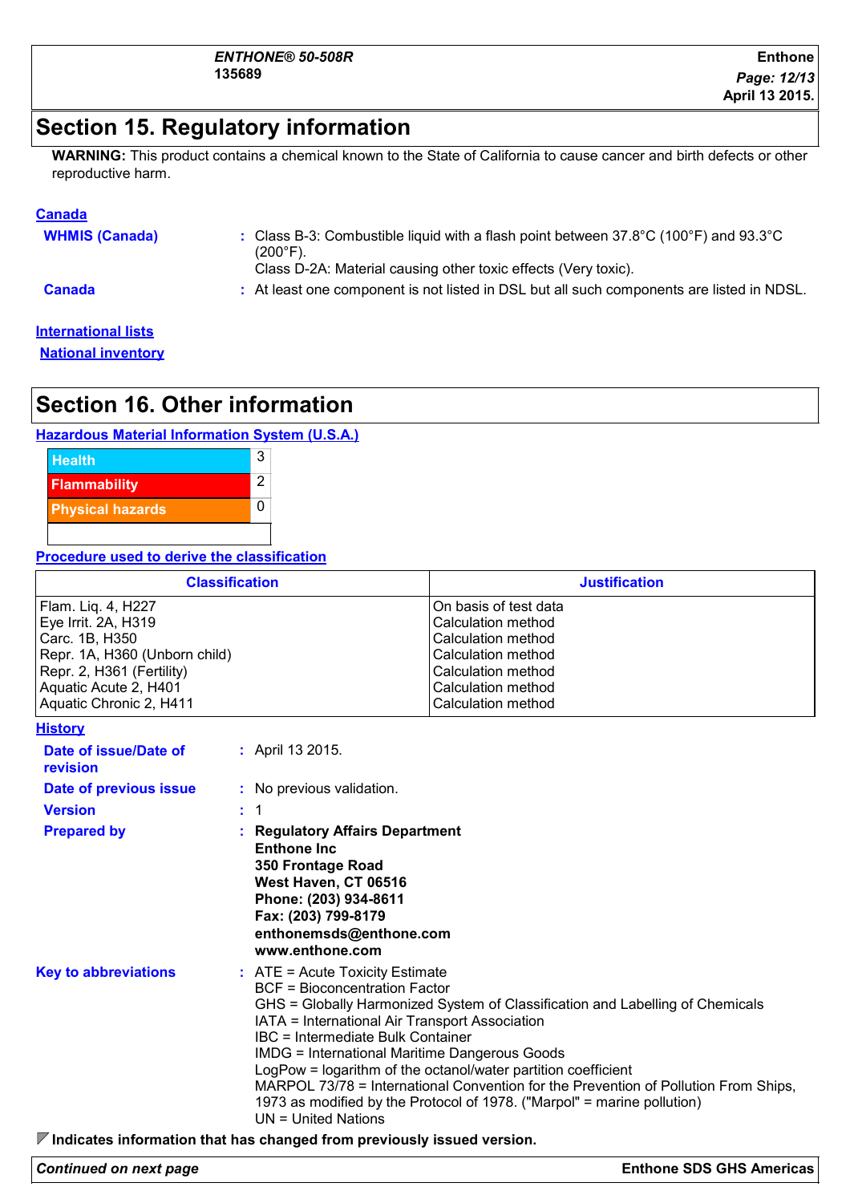## Section 15. Regulatory information

**WARNING:** This product contains a chemical known to the State of California to cause cancer and birth defects or other reproductive harm.

**Canada**

**WHMIS (Canada)** : Class B-3: Combustible liquid with a flash point between 37.8°C (100°F) and 93.3°C (200°F).
Class D-2A: Material causing other toxic effects (Very toxic).

**Canada** : At least one component is not listed in DSL but all such components are listed in NDSL.

**International lists**

**National inventory**

## Section 16. Other information

**Hazardous Material Information System (U.S.A.)**

| | |
|---|---|
| Health | 3 |
| Flammability | 2 |
| Physical hazards | 0 |
| | |

**Procedure used to derive the classification**

| Classification | Justification |
|---|---|
| Flam. Liq. 4, H227 | On basis of test data |
| Eye Irrit. 2A, H319 | Calculation method |
| Carc. 1B, H350 | Calculation method |
| Repr. 1A, H360 (Unborn child) | Calculation method |
| Repr. 2, H361 (Fertility) | Calculation method |
| Aquatic Acute 2, H401 | Calculation method |
| Aquatic Chronic 2, H411 | Calculation method |

**History**

**Date of issue/Date of revision** : April 13 2015.

**Date of previous issue** : No previous validation.

**Version** : 1

**Prepared by** : **Regulatory Affairs Department**
**Enthone Inc**
**350 Frontage Road**
**West Haven, CT 06516**
**Phone: (203) 934-8611**
**Fax: (203) 799-8179**
**enthonemsds@enthone.com**
**www.enthone.com**

**Key to abbreviations** : ATE = Acute Toxicity Estimate
BCF = Bioconcentration Factor
GHS = Globally Harmonized System of Classification and Labelling of Chemicals
IATA = International Air Transport Association
IBC = Intermediate Bulk Container
IMDG = International Maritime Dangerous Goods
LogPow = logarithm of the octanol/water partition coefficient
MARPOL 73/78 = International Convention for the Prevention of Pollution From Ships, 1973 as modified by the Protocol of 1978. ("Marpol" = marine pollution)
UN = United Nations

**Indicates information that has changed from previously issued version.**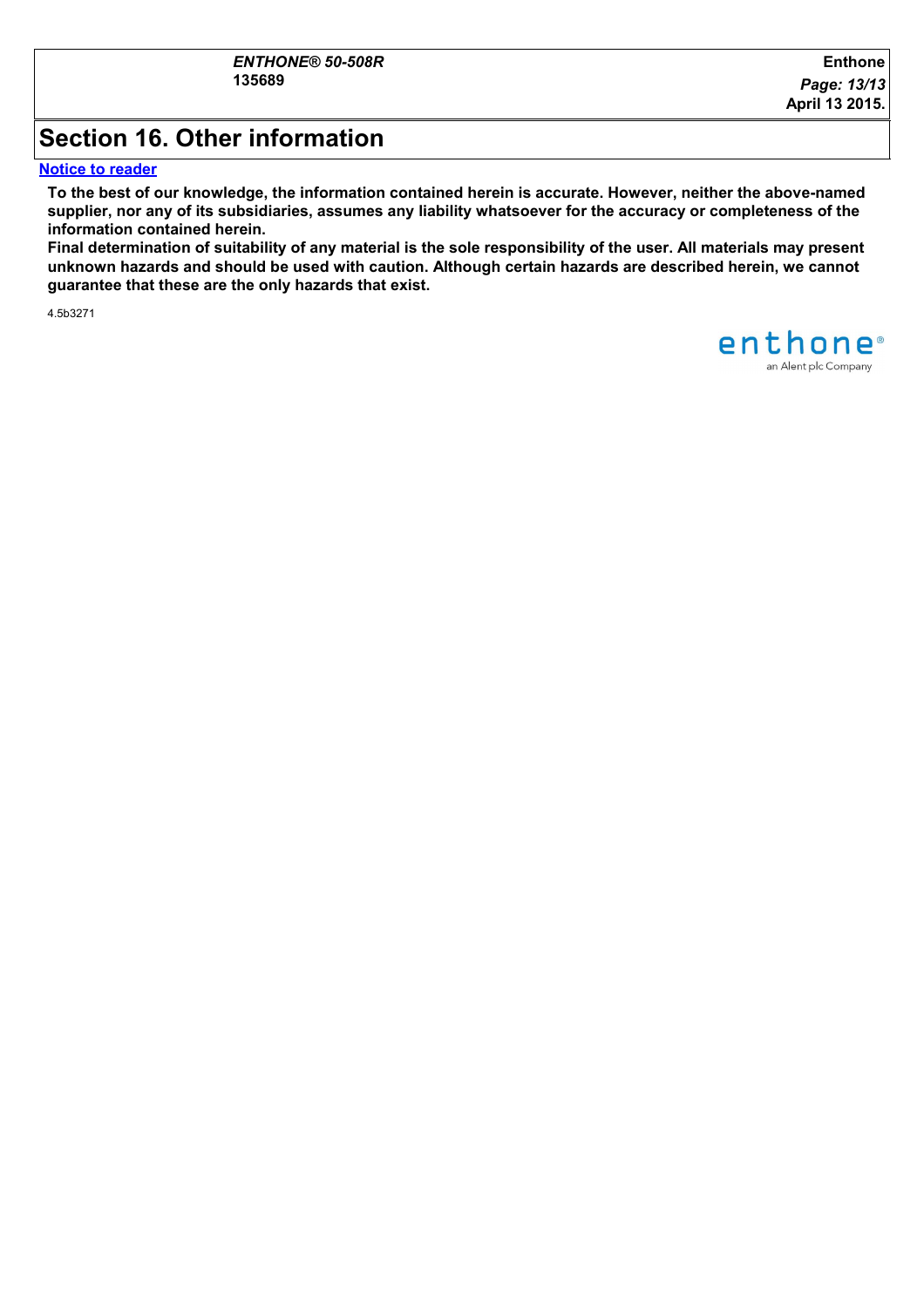# Section 16. Other information

**Notice to reader**

**To the best of our knowledge, the information contained herein is accurate. However, neither the above-named supplier, nor any of its subsidiaries, assumes any liability whatsoever for the accuracy or completeness of the information contained herein.**
**Final determination of suitability of any material is the sole responsibility of the user. All materials may present unknown hazards and should be used with caution. Although certain hazards are described herein, we cannot guarantee that these are the only hazards that exist.**

4.5b3271